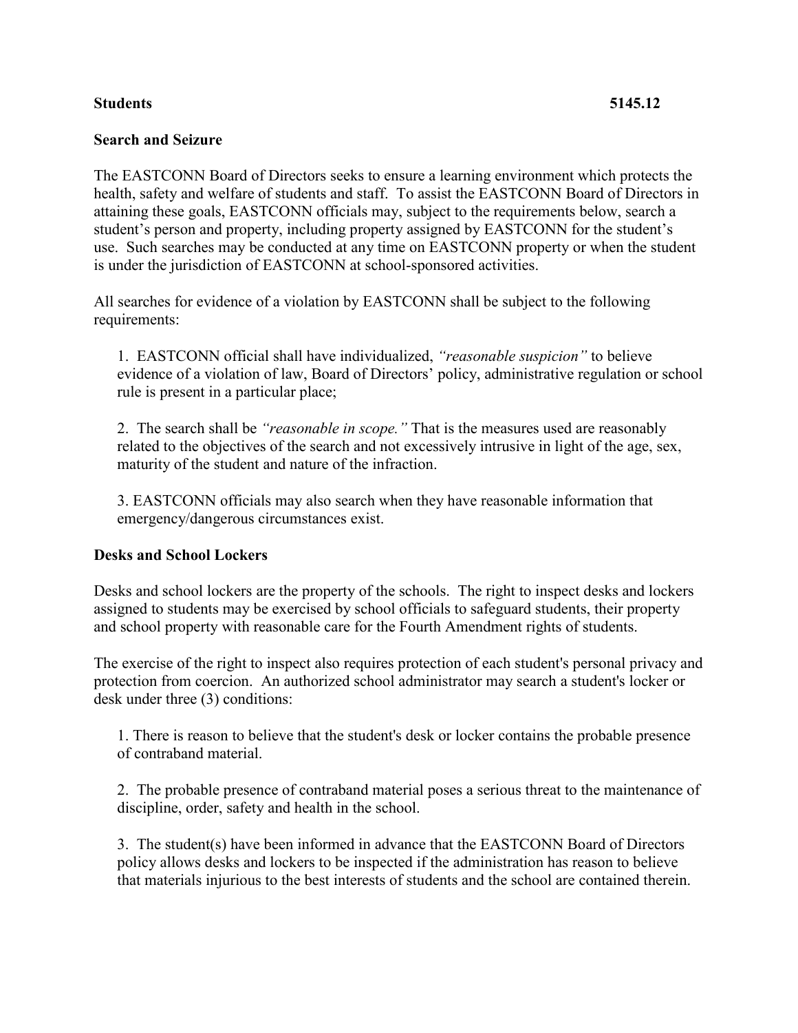**Students 5145.12**

## Search and Seizure

The EASTCONN Board of Directors seeks to ensure a learning environment which protects the health, safety and welfare of students and staff. To assist the EASTCONN Board of Directors in attaining these goals, EASTCONN officials may, subject to the requirements below, search a student's person and property, including property assigned by EASTCONN for the student's use. Such searches may be conducted at any time on EASTCONN property or when the student is under the jurisdiction of EASTCONN at school-sponsored activities.

All searches for evidence of a violation by EASTCONN shall be subject to the following requirements:

1. EASTCONN official shall have individualized, *"reasonable suspicion"* to believe evidence of a violation of law, Board of Directors' policy, administrative regulation or school rule is present in a particular place;

2. The search shall be *"reasonable in scope."* That is the measures used are reasonably related to the objectives of the search and not excessively intrusive in light of the age, sex, maturity of the student and nature of the infraction.

3. EASTCONN officials may also search when they have reasonable information that emergency/dangerous circumstances exist.

## Desks and School Lockers

Desks and school lockers are the property of the schools. The right to inspect desks and lockers assigned to students may be exercised by school officials to safeguard students, their property and school property with reasonable care for the Fourth Amendment rights of students.

The exercise of the right to inspect also requires protection of each student's personal privacy and protection from coercion. An authorized school administrator may search a student's locker or desk under three (3) conditions:

1. There is reason to believe that the student's desk or locker contains the probable presence of contraband material.

2. The probable presence of contraband material poses a serious threat to the maintenance of discipline, order, safety and health in the school.

3. The student(s) have been informed in advance that the EASTCONN Board of Directors policy allows desks and lockers to be inspected if the administration has reason to believe that materials injurious to the best interests of students and the school are contained therein.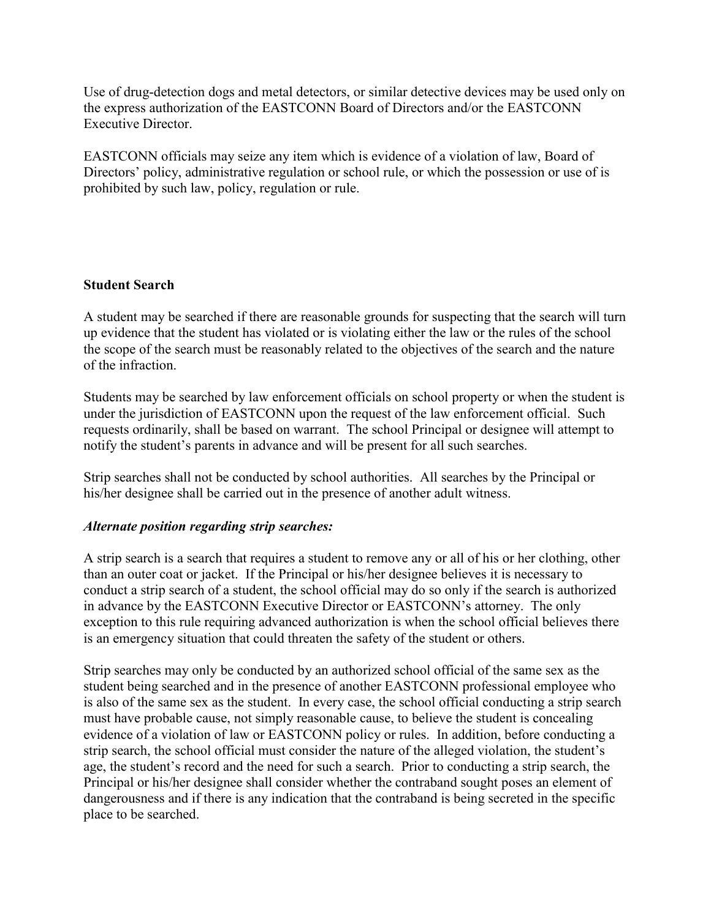Use of drug-detection dogs and metal detectors, or similar detective devices may be used only on the express authorization of the EASTCONN Board of Directors and/or the EASTCONN Executive Director.

EASTCONN officials may seize any item which is evidence of a violation of law, Board of Directors' policy, administrative regulation or school rule, or which the possession or use of is prohibited by such law, policy, regulation or rule.

**Student Search**

A student may be searched if there are reasonable grounds for suspecting that the search will turn up evidence that the student has violated or is violating either the law or the rules of the school the scope of the search must be reasonably related to the objectives of the search and the nature of the infraction.

Students may be searched by law enforcement officials on school property or when the student is under the jurisdiction of EASTCONN upon the request of the law enforcement official. Such requests ordinarily, shall be based on warrant. The school Principal or designee will attempt to notify the student's parents in advance and will be present for all such searches.

Strip searches shall not be conducted by school authorities. All searches by the Principal or his/her designee shall be carried out in the presence of another adult witness.

***Alternate position regarding strip searches:***

A strip search is a search that requires a student to remove any or all of his or her clothing, other than an outer coat or jacket. If the Principal or his/her designee believes it is necessary to conduct a strip search of a student, the school official may do so only if the search is authorized in advance by the EASTCONN Executive Director or EASTCONN's attorney. The only exception to this rule requiring advanced authorization is when the school official believes there is an emergency situation that could threaten the safety of the student or others.

Strip searches may only be conducted by an authorized school official of the same sex as the student being searched and in the presence of another EASTCONN professional employee who is also of the same sex as the student. In every case, the school official conducting a strip search must have probable cause, not simply reasonable cause, to believe the student is concealing evidence of a violation of law or EASTCONN policy or rules. In addition, before conducting a strip search, the school official must consider the nature of the alleged violation, the student's age, the student's record and the need for such a search. Prior to conducting a strip search, the Principal or his/her designee shall consider whether the contraband sought poses an element of dangerousness and if there is any indication that the contraband is being secreted in the specific place to be searched.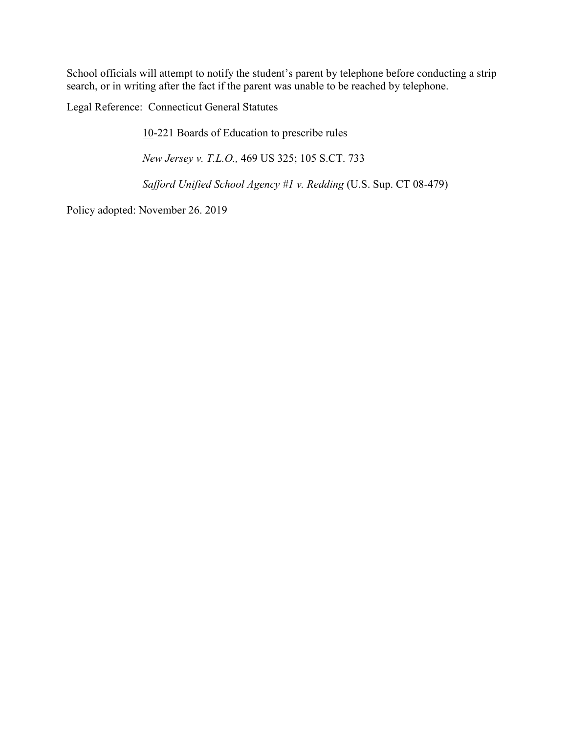School officials will attempt to notify the student's parent by telephone before conducting a strip search, or in writing after the fact if the parent was unable to be reached by telephone.

Legal Reference: Connecticut General Statutes

10-221 Boards of Education to prescribe rules

*New Jersey v. T.L.O.,* 469 US 325; 105 S.CT. 733

*Safford Unified School Agency #1 v. Redding* (U.S. Sup. CT 08-479)

Policy adopted: November 26. 2019